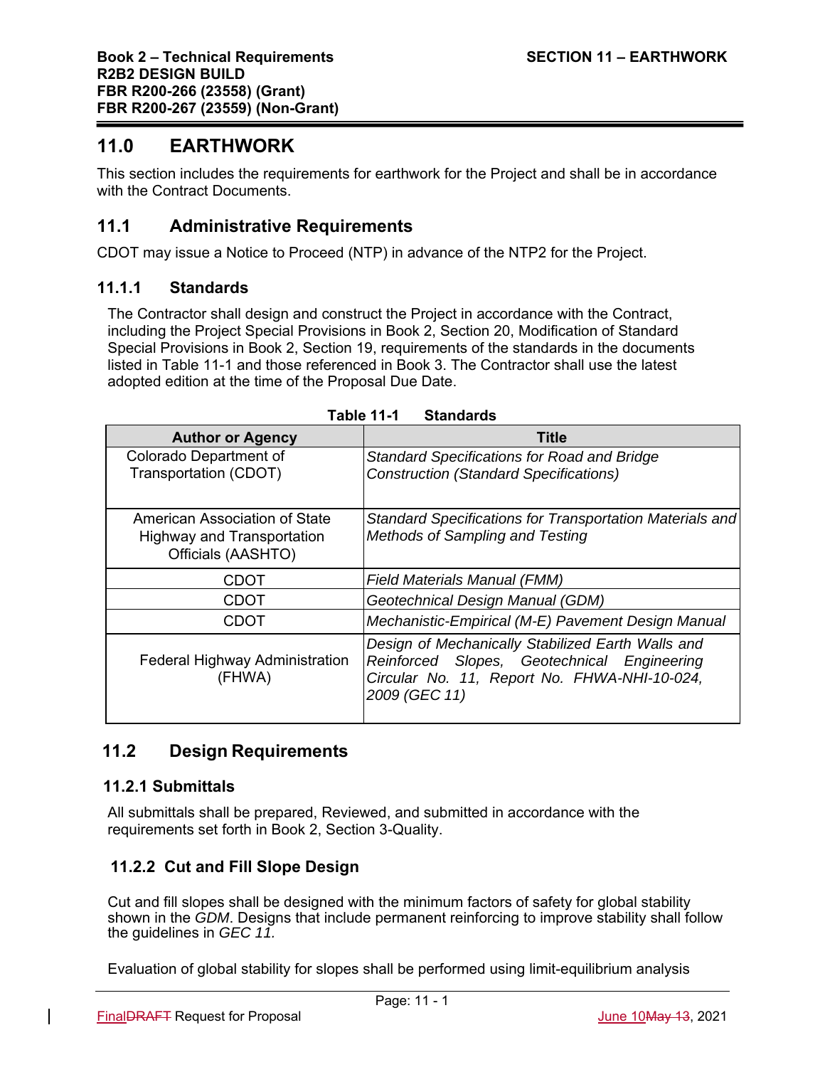# 11.0 EARTHWORK

This section includes the requirements for earthwork for the Project and shall be in accordance with the Contract Documents.

## 11.1 Administrative Requirements

CDOT may issue a Notice to Proceed (NTP) in advance of the NTP2 for the Project.

### 11.1.1 Standards

The Contractor shall design and construct the Project in accordance with the Contract, including the Project Special Provisions in Book 2, Section 20, Modification of Standard Special Provisions in Book 2, Section 19, requirements of the standards in the documents listed in Table 11-1 and those referenced in Book 3. The Contractor shall use the latest adopted edition at the time of the Proposal Due Date.

**Table 11-1 Standards**

| Author or Agency | Title |
| --- | --- |
| Colorado Department of Transportation (CDOT) | *Standard Specifications for Road and Bridge Construction (Standard Specifications)* |
| American Association of State Highway and Transportation Officials (AASHTO) | *Standard Specifications for Transportation Materials and Methods of Sampling and Testing* |
| CDOT | *Field Materials Manual (FMM)* |
| CDOT | *Geotechnical Design Manual (GDM)* |
| CDOT | *Mechanistic-Empirical (M-E) Pavement Design Manual* |
| Federal Highway Administration (FHWA) | *Design of Mechanically Stabilized Earth Walls and Reinforced Slopes, Geotechnical Engineering Circular No. 11, Report No. FHWA-NHI-10-024, 2009 (GEC 11)* |

## 11.2 Design Requirements

### 11.2.1 Submittals

All submittals shall be prepared, Reviewed, and submitted in accordance with the requirements set forth in Book 2, Section 3-Quality.

### 11.2.2 Cut and Fill Slope Design

Cut and fill slopes shall be designed with the minimum factors of safety for global stability shown in the *GDM*. Designs that include permanent reinforcing to improve stability shall follow the guidelines in *GEC 11.*

Evaluation of global stability for slopes shall be performed using limit-equilibrium analysis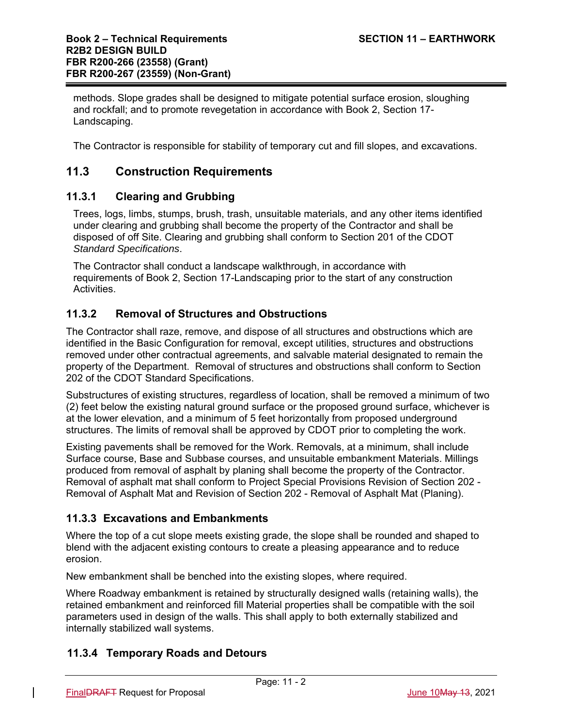methods. Slope grades shall be designed to mitigate potential surface erosion, sloughing and rockfall; and to promote revegetation in accordance with Book 2, Section 17-Landscaping.

The Contractor is responsible for stability of temporary cut and fill slopes, and excavations.

## 11.3 Construction Requirements

### 11.3.1 Clearing and Grubbing

Trees, logs, limbs, stumps, brush, trash, unsuitable materials, and any other items identified under clearing and grubbing shall become the property of the Contractor and shall be disposed of off Site. Clearing and grubbing shall conform to Section 201 of the CDOT *Standard Specifications*.

The Contractor shall conduct a landscape walkthrough, in accordance with requirements of Book 2, Section 17-Landscaping prior to the start of any construction Activities.

### 11.3.2 Removal of Structures and Obstructions

The Contractor shall raze, remove, and dispose of all structures and obstructions which are identified in the Basic Configuration for removal, except utilities, structures and obstructions removed under other contractual agreements, and salvable material designated to remain the property of the Department. Removal of structures and obstructions shall conform to Section 202 of the CDOT Standard Specifications.

Substructures of existing structures, regardless of location, shall be removed a minimum of two (2) feet below the existing natural ground surface or the proposed ground surface, whichever is at the lower elevation, and a minimum of 5 feet horizontally from proposed underground structures. The limits of removal shall be approved by CDOT prior to completing the work.

Existing pavements shall be removed for the Work. Removals, at a minimum, shall include Surface course, Base and Subbase courses, and unsuitable embankment Materials. Millings produced from removal of asphalt by planing shall become the property of the Contractor. Removal of asphalt mat shall conform to Project Special Provisions Revision of Section 202 - Removal of Asphalt Mat and Revision of Section 202 - Removal of Asphalt Mat (Planing).

### 11.3.3 Excavations and Embankments

Where the top of a cut slope meets existing grade, the slope shall be rounded and shaped to blend with the adjacent existing contours to create a pleasing appearance and to reduce erosion.

New embankment shall be benched into the existing slopes, where required.

Where Roadway embankment is retained by structurally designed walls (retaining walls), the retained embankment and reinforced fill Material properties shall be compatible with the soil parameters used in design of the walls. This shall apply to both externally stabilized and internally stabilized wall systems.

### 11.3.4 Temporary Roads and Detours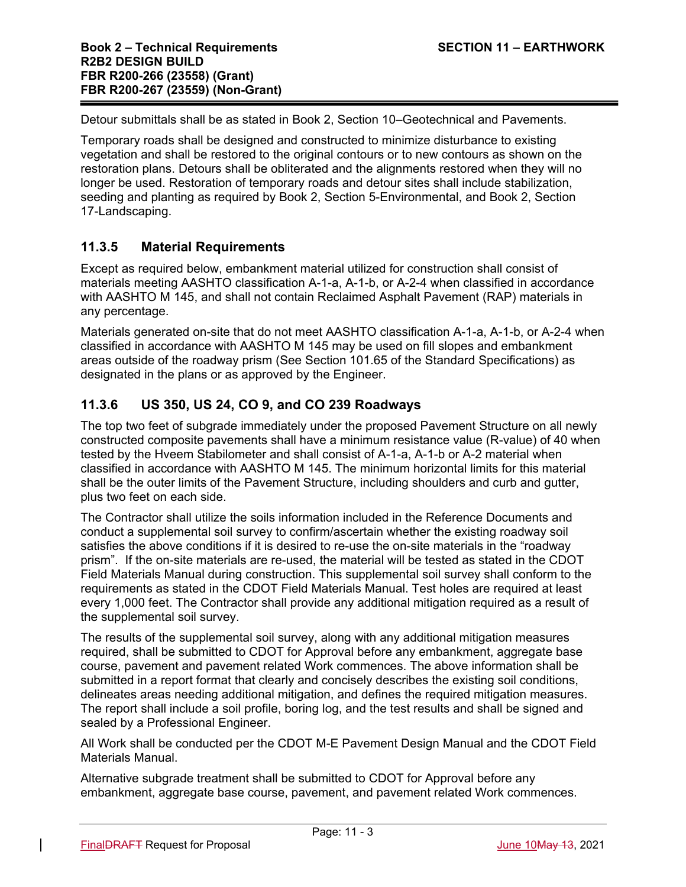Detour submittals shall be as stated in Book 2, Section 10–Geotechnical and Pavements.

Temporary roads shall be designed and constructed to minimize disturbance to existing vegetation and shall be restored to the original contours or to new contours as shown on the restoration plans. Detours shall be obliterated and the alignments restored when they will no longer be used. Restoration of temporary roads and detour sites shall include stabilization, seeding and planting as required by Book 2, Section 5-Environmental, and Book 2, Section 17-Landscaping.

### 11.3.5 Material Requirements

Except as required below, embankment material utilized for construction shall consist of materials meeting AASHTO classification A-1-a, A-1-b, or A-2-4 when classified in accordance with AASHTO M 145, and shall not contain Reclaimed Asphalt Pavement (RAP) materials in any percentage.

Materials generated on-site that do not meet AASHTO classification A-1-a, A-1-b, or A-2-4 when classified in accordance with AASHTO M 145 may be used on fill slopes and embankment areas outside of the roadway prism (See Section 101.65 of the Standard Specifications) as designated in the plans or as approved by the Engineer.

### 11.3.6 US 350, US 24, CO 9, and CO 239 Roadways

The top two feet of subgrade immediately under the proposed Pavement Structure on all newly constructed composite pavements shall have a minimum resistance value (R-value) of 40 when tested by the Hveem Stabilometer and shall consist of A-1-a, A-1-b or A-2 material when classified in accordance with AASHTO M 145. The minimum horizontal limits for this material shall be the outer limits of the Pavement Structure, including shoulders and curb and gutter, plus two feet on each side.

The Contractor shall utilize the soils information included in the Reference Documents and conduct a supplemental soil survey to confirm/ascertain whether the existing roadway soil satisfies the above conditions if it is desired to re-use the on-site materials in the "roadway prism". If the on-site materials are re-used, the material will be tested as stated in the CDOT Field Materials Manual during construction. This supplemental soil survey shall conform to the requirements as stated in the CDOT Field Materials Manual. Test holes are required at least every 1,000 feet. The Contractor shall provide any additional mitigation required as a result of the supplemental soil survey.

The results of the supplemental soil survey, along with any additional mitigation measures required, shall be submitted to CDOT for Approval before any embankment, aggregate base course, pavement and pavement related Work commences. The above information shall be submitted in a report format that clearly and concisely describes the existing soil conditions, delineates areas needing additional mitigation, and defines the required mitigation measures. The report shall include a soil profile, boring log, and the test results and shall be signed and sealed by a Professional Engineer.

All Work shall be conducted per the CDOT M-E Pavement Design Manual and the CDOT Field Materials Manual.

Alternative subgrade treatment shall be submitted to CDOT for Approval before any embankment, aggregate base course, pavement, and pavement related Work commences.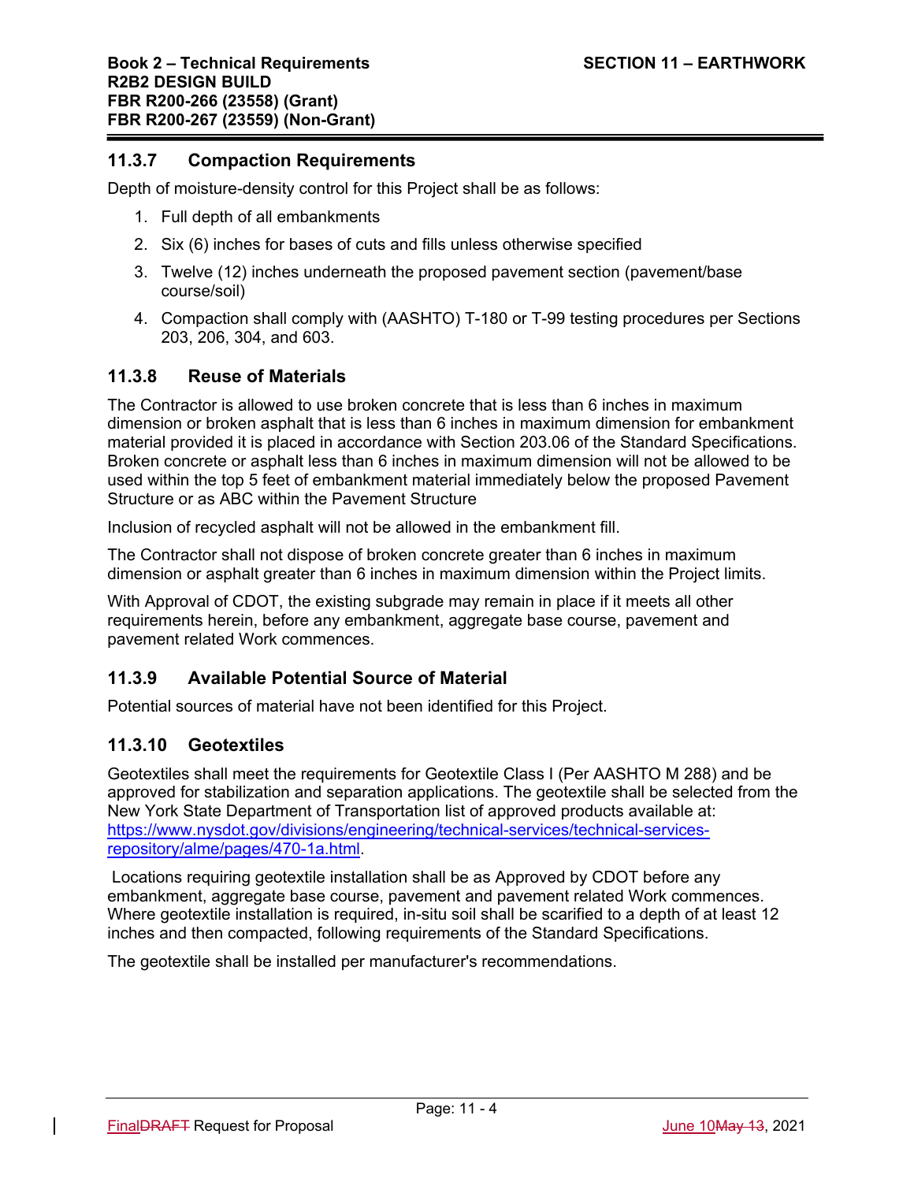### 11.3.7 Compaction Requirements

Depth of moisture-density control for this Project shall be as follows:

1. Full depth of all embankments
2. Six (6) inches for bases of cuts and fills unless otherwise specified
3. Twelve (12) inches underneath the proposed pavement section (pavement/base course/soil)
4. Compaction shall comply with (AASHTO) T-180 or T-99 testing procedures per Sections 203, 206, 304, and 603.

### 11.3.8 Reuse of Materials

The Contractor is allowed to use broken concrete that is less than 6 inches in maximum dimension or broken asphalt that is less than 6 inches in maximum dimension for embankment material provided it is placed in accordance with Section 203.06 of the Standard Specifications. Broken concrete or asphalt less than 6 inches in maximum dimension will not be allowed to be used within the top 5 feet of embankment material immediately below the proposed Pavement Structure or as ABC within the Pavement Structure

Inclusion of recycled asphalt will not be allowed in the embankment fill.

The Contractor shall not dispose of broken concrete greater than 6 inches in maximum dimension or asphalt greater than 6 inches in maximum dimension within the Project limits.

With Approval of CDOT, the existing subgrade may remain in place if it meets all other requirements herein, before any embankment, aggregate base course, pavement and pavement related Work commences.

### 11.3.9 Available Potential Source of Material

Potential sources of material have not been identified for this Project.

### 11.3.10 Geotextiles

Geotextiles shall meet the requirements for Geotextile Class I (Per AASHTO M 288) and be approved for stabilization and separation applications. The geotextile shall be selected from the New York State Department of Transportation list of approved products available at: https://www.nysdot.gov/divisions/engineering/technical-services/technical-services-repository/alme/pages/470-1a.html.

Locations requiring geotextile installation shall be as Approved by CDOT before any embankment, aggregate base course, pavement and pavement related Work commences. Where geotextile installation is required, in-situ soil shall be scarified to a depth of at least 12 inches and then compacted, following requirements of the Standard Specifications.

The geotextile shall be installed per manufacturer's recommendations.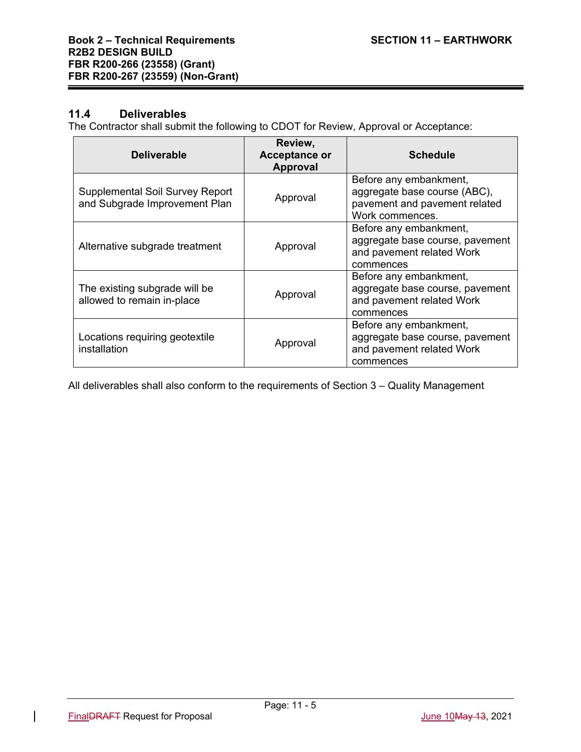## 11.4 Deliverables

The Contractor shall submit the following to CDOT for Review, Approval or Acceptance:

| Deliverable | Review, Acceptance or Approval | Schedule |
|---|---|---|
| Supplemental Soil Survey Report and Subgrade Improvement Plan | Approval | Before any embankment, aggregate base course (ABC), pavement and pavement related Work commences. |
| Alternative subgrade treatment | Approval | Before any embankment, aggregate base course, pavement and pavement related Work commences |
| The existing subgrade will be allowed to remain in-place | Approval | Before any embankment, aggregate base course, pavement and pavement related Work commences |
| Locations requiring geotextile installation | Approval | Before any embankment, aggregate base course, pavement and pavement related Work commences |

All deliverables shall also conform to the requirements of Section 3 – Quality Management